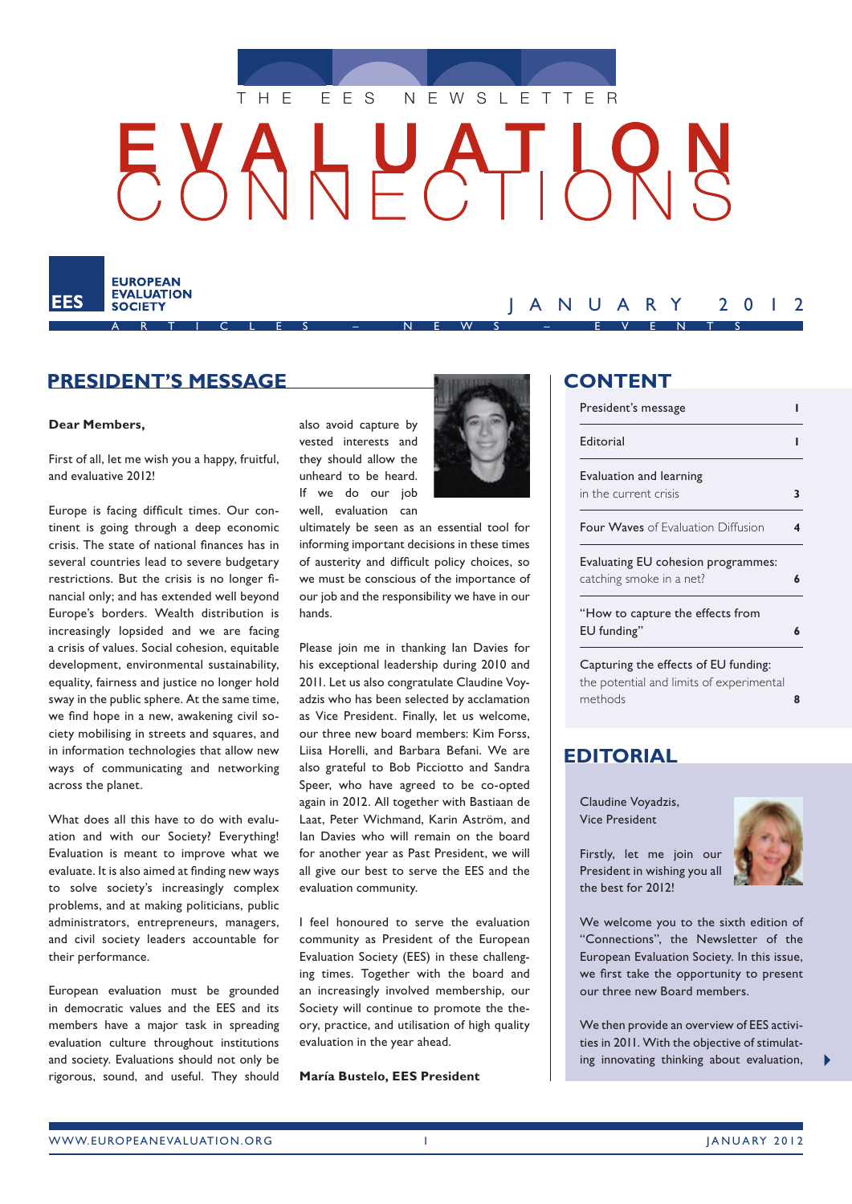THE EES NEWSLETTER

# EVALUATION CONNECTIONS

EUROPEAN EVALUATION SOCIETY

ARTICLES – NEWS – EVENTS

JANUARY 2012

## PRESIDENT'S MESSAGE

**Dear Members,**

First of all, let me wish you a happy, fruitful, and evaluative 2012!

Europe is facing difficult times. Our continent is going through a deep economic crisis. The state of national finances has in several countries lead to severe budgetary restrictions. But the crisis is no longer financial only; and has extended well beyond Europe's borders. Wealth distribution is increasingly lopsided and we are facing a crisis of values. Social cohesion, equitable development, environmental sustainability, equality, fairness and justice no longer hold sway in the public sphere. At the same time, we find hope in a new, awakening civil society mobilising in streets and squares, and in information technologies that allow new ways of communicating and networking across the planet.

What does all this have to do with evaluation and with our Society? Everything! Evaluation is meant to improve what we evaluate. It is also aimed at finding new ways to solve society's increasingly complex problems, and at making politicians, public administrators, entrepreneurs, managers, and civil society leaders accountable for their performance.

European evaluation must be grounded in democratic values and the EES and its members have a major task in spreading evaluation culture throughout institutions and society. Evaluations should not only be rigorous, sound, and useful. They should also avoid capture by vested interests and they should allow the unheard to be heard. If we do our job well, evaluation can ultimately be seen as an essential tool for informing important decisions in these times of austerity and difficult policy choices, so we must be conscious of the importance of our job and the responsibility we have in our hands.

Please join me in thanking Ian Davies for his exceptional leadership during 2010 and 2011. Let us also congratulate Claudine Voyadzis who has been selected by acclamation as Vice President. Finally, let us welcome, our three new board members: Kim Forss, Liisa Horelli, and Barbara Befani. We are also grateful to Bob Picciotto and Sandra Speer, who have agreed to be co-opted again in 2012. All together with Bastiaan de Laat, Peter Wichmand, Karin Aström, and Ian Davies who will remain on the board for another year as Past President, we will all give our best to serve the EES and the evaluation community.

I feel honoured to serve the evaluation community as President of the European Evaluation Society (EES) in these challenging times. Together with the board and an increasingly involved membership, our Society will continue to promote the theory, practice, and utilisation of high quality evaluation in the year ahead.

**María Bustelo, EES President**

## CONTENT

| | |
|---|---|
| President's message | 1 |
| Editorial | 1 |
| Evaluation and learning in the current crisis | 3 |
| Four Waves of Evaluation Diffusion | 4 |
| Evaluating EU cohesion programmes: catching smoke in a net? | 6 |
| "How to capture the effects from EU funding" | 6 |
| Capturing the effects of EU funding: the potential and limits of experimental methods | 8 |

## EDITORIAL

Claudine Voyadzis,
Vice President

Firstly, let me join our President in wishing you all the best for 2012!

We welcome you to the sixth edition of "Connections", the Newsletter of the European Evaluation Society. In this issue, we first take the opportunity to present our three new Board members.

We then provide an overview of EES activities in 2011. With the objective of stimulating innovating thinking about evaluation,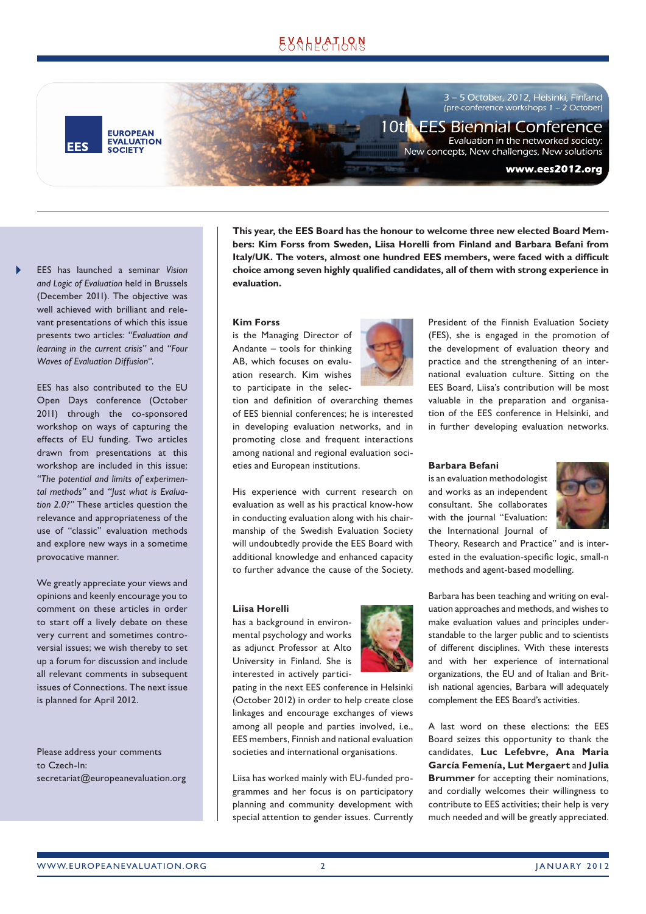3 – 5 October, 2012, Helsinki, Finland
(pre-conference workshops 1 – 2 October)

10th EES Biennial Conference

Evaluation in the networked society:
New concepts, New challenges, New solutions

**www.ees2012.org**

EES has launched a seminar *Vision and Logic of Evaluation* held in Brussels (December 2011). The objective was well achieved with brilliant and relevant presentations of which this issue presents two articles: *"Evaluation and learning in the current crisis"* and *"Four Waves of Evaluation Diffusion"*.

EES has also contributed to the EU Open Days conference (October 2011) through the co-sponsored workshop on ways of capturing the effects of EU funding. Two articles drawn from presentations at this workshop are included in this issue: *"The potential and limits of experimental methods"* and *"Just what is Evaluation 2.0?"* These articles question the relevance and appropriateness of the use of "classic" evaluation methods and explore new ways in a sometime provocative manner.

We greatly appreciate your views and opinions and keenly encourage you to comment on these articles in order to start off a lively debate on these very current and sometimes controversial issues; we wish thereby to set up a forum for discussion and include all relevant comments in subsequent issues of Connections. The next issue is planned for April 2012.

Please address your comments to Czech-In: secretariat@europeanevaluation.org

**This year, the EES Board has the honour to welcome three new elected Board Members: Kim Forss from Sweden, Liisa Horelli from Finland and Barbara Befani from Italy/UK. The voters, almost one hundred EES members, were faced with a difficult choice among seven highly qualified candidates, all of them with strong experience in evaluation.**

**Kim Forss**
is the Managing Director of Andante – tools for thinking AB, which focuses on evaluation research. Kim wishes to participate in the selection and definition of overarching themes of EES biennial conferences; he is interested in developing evaluation networks, and in promoting close and frequent interactions among national and regional evaluation societies and European institutions.

His experience with current research on evaluation as well as his practical know-how in conducting evaluation along with his chairmanship of the Swedish Evaluation Society will undoubtedly provide the EES Board with additional knowledge and enhanced capacity to further advance the cause of the Society.

**Liisa Horelli**
has a background in environmental psychology and works as adjunct Professor at Alto University in Finland. She is interested in actively participating in the next EES conference in Helsinki (October 2012) in order to help create close linkages and encourage exchanges of views among all people and parties involved, i.e., EES members, Finnish and national evaluation societies and international organisations.

Liisa has worked mainly with EU-funded programmes and her focus is on participatory planning and community development with special attention to gender issues. Currently President of the Finnish Evaluation Society (FES), she is engaged in the promotion of the development of evaluation theory and practice and the strengthening of an international evaluation culture. Sitting on the EES Board, Liisa's contribution will be most valuable in the preparation and organisation of the EES conference in Helsinki, and in further developing evaluation networks.

**Barbara Befani**
is an evaluation methodologist and works as an independent consultant. She collaborates with the journal "Evaluation: the International Journal of Theory, Research and Practice" and is interested in the evaluation-specific logic, small-n methods and agent-based modelling.

Barbara has been teaching and writing on evaluation approaches and methods, and wishes to make evaluation values and principles understandable to the larger public and to scientists of different disciplines. With these interests and with her experience of international organizations, the EU and of Italian and British national agencies, Barbara will adequately complement the EES Board's activities.

A last word on these elections: the EES Board seizes this opportunity to thank the candidates, **Luc Lefebvre, Ana Maria García Femenía, Lut Mergaert** and **Julia Brummer** for accepting their nominations, and cordially welcomes their willingness to contribute to EES activities; their help is very much needed and will be greatly appreciated.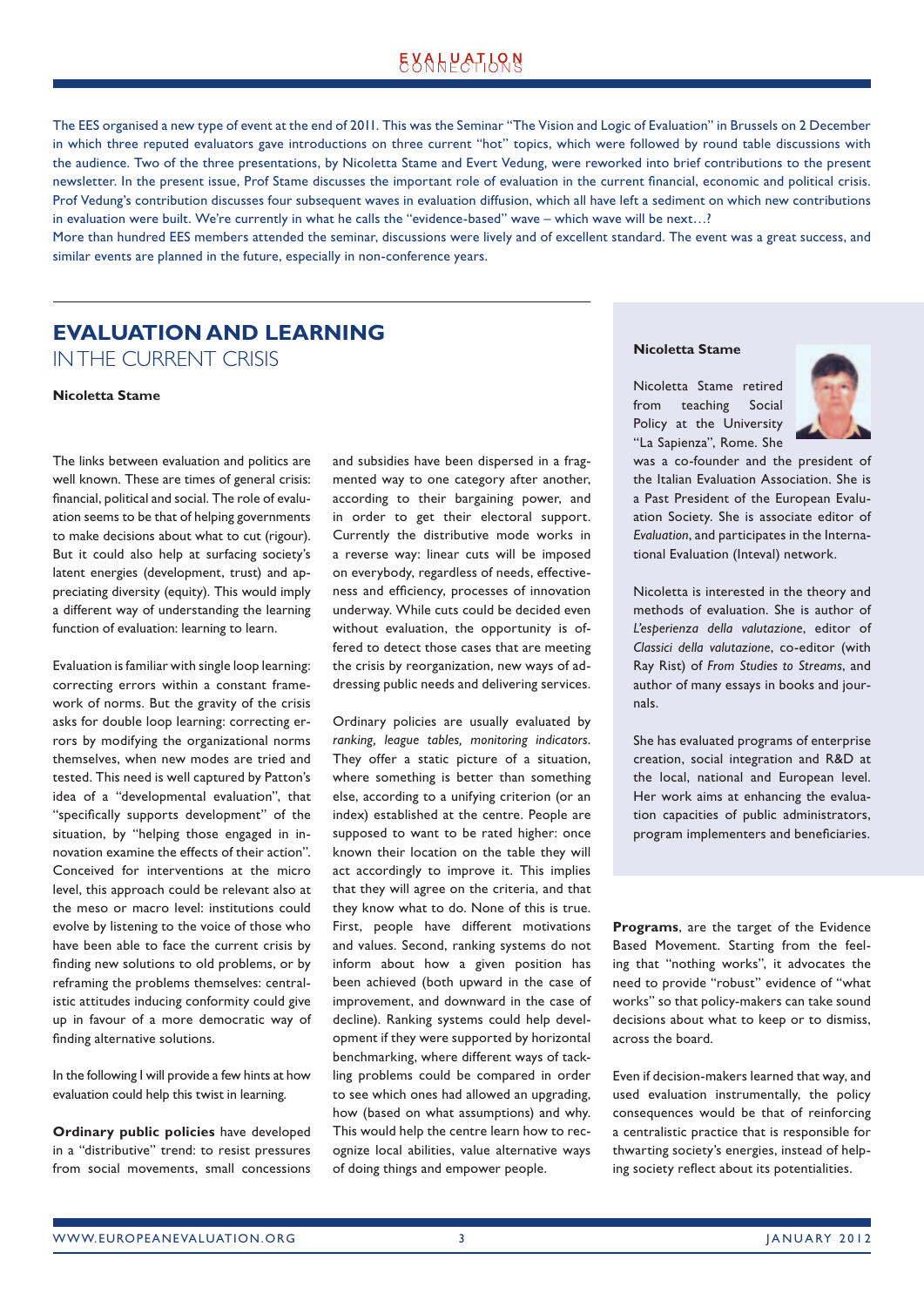The EES organised a new type of event at the end of 2011. This was the Seminar "The Vision and Logic of Evaluation" in Brussels on 2 December in which three reputed evaluators gave introductions on three current "hot" topics, which were followed by round table discussions with the audience. Two of the three presentations, by Nicoletta Stame and Evert Vedung, were reworked into brief contributions to the present newsletter. In the present issue, Prof Stame discusses the important role of evaluation in the current financial, economic and political crisis. Prof Vedung's contribution discusses four subsequent waves in evaluation diffusion, which all have left a sediment on which new contributions in evaluation were built. We're currently in what he calls the "evidence-based" wave – which wave will be next…?

More than hundred EES members attended the seminar, discussions were lively and of excellent standard. The event was a great success, and similar events are planned in the future, especially in non-conference years.

# EVALUATION AND LEARNING IN THE CURRENT CRISIS

**Nicoletta Stame**

The links between evaluation and politics are well known. These are times of general crisis: financial, political and social. The role of evaluation seems to be that of helping governments to make decisions about what to cut (rigour). But it could also help at surfacing society's latent energies (development, trust) and appreciating diversity (equity). This would imply a different way of understanding the learning function of evaluation: learning to learn.

Evaluation is familiar with single loop learning: correcting errors within a constant framework of norms. But the gravity of the crisis asks for double loop learning: correcting errors by modifying the organizational norms themselves, when new modes are tried and tested. This need is well captured by Patton's idea of a "developmental evaluation", that "specifically supports development" of the situation, by "helping those engaged in innovation examine the effects of their action". Conceived for interventions at the micro level, this approach could be relevant also at the meso or macro level: institutions could evolve by listening to the voice of those who have been able to face the current crisis by finding new solutions to old problems, or by reframing the problems themselves: centralistic attitudes inducing conformity could give up in favour of a more democratic way of finding alternative solutions.

In the following I will provide a few hints at how evaluation could help this twist in learning.

**Ordinary public policies** have developed in a "distributive" trend: to resist pressures from social movements, small concessions and subsidies have been dispersed in a fragmented way to one category after another, according to their bargaining power, and in order to get their electoral support. Currently the distributive mode works in a reverse way: linear cuts will be imposed on everybody, regardless of needs, effectiveness and efficiency, processes of innovation underway. While cuts could be decided even without evaluation, the opportunity is offered to detect those cases that are meeting the crisis by reorganization, new ways of addressing public needs and delivering services.

Ordinary policies are usually evaluated by *ranking, league tables, monitoring indicators*. They offer a static picture of a situation, where something is better than something else, according to a unifying criterion (or an index) established at the centre. People are supposed to want to be rated higher: once known their location on the table they will act accordingly to improve it. This implies that they will agree on the criteria, and that they know what to do. None of this is true. First, people have different motivations and values. Second, ranking systems do not inform about how a given position has been achieved (both upward in the case of improvement, and downward in the case of decline). Ranking systems could help development if they were supported by horizontal benchmarking, where different ways of tackling problems could be compared in order to see which ones had allowed an upgrading, how (based on what assumptions) and why. This would help the centre learn how to recognize local abilities, value alternative ways of doing things and empower people.

**Programs**, are the target of the Evidence Based Movement. Starting from the feeling that "nothing works", it advocates the need to provide "robust" evidence of "what works" so that policy-makers can take sound decisions about what to keep or to dismiss, across the board.

Even if decision-makers learned that way, and used evaluation instrumentally, the policy consequences would be that of reinforcing a centralistic practice that is responsible for thwarting society's energies, instead of helping society reflect about its potentialities.

**Nicoletta Stame**

Nicoletta Stame retired from teaching Social Policy at the University "La Sapienza", Rome. She was a co-founder and the president of the Italian Evaluation Association. She is a Past President of the European Evaluation Society. She is associate editor of *Evaluation*, and participates in the International Evaluation (Inteval) network.

Nicoletta is interested in the theory and methods of evaluation. She is author of *L'esperienza della valutazione*, editor of *Classici della valutazione*, co-editor (with Ray Rist) of *From Studies to Streams*, and author of many essays in books and journals.

She has evaluated programs of enterprise creation, social integration and R&D at the local, national and European level. Her work aims at enhancing the evaluation capacities of public administrators, program implementers and beneficiaries.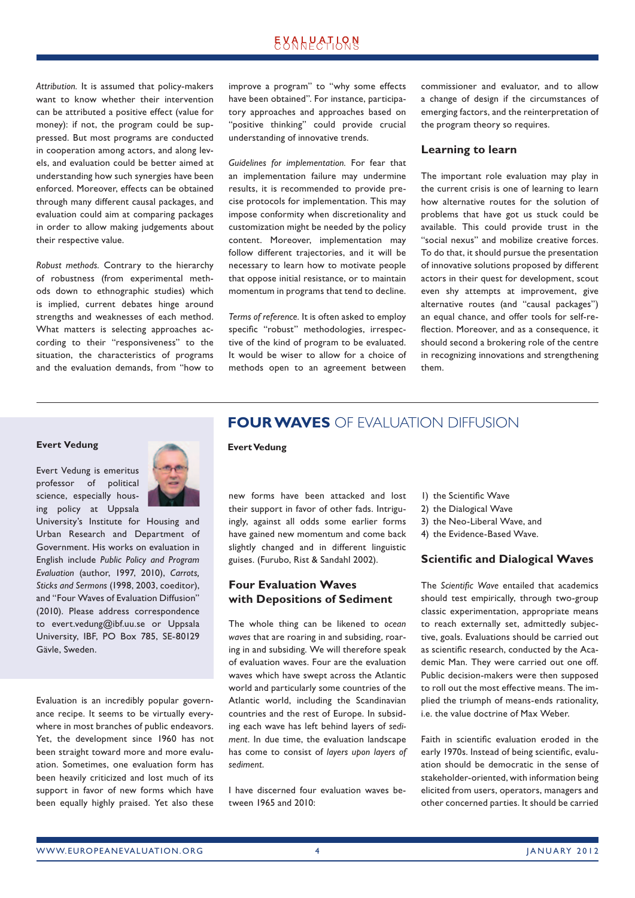*Attribution.* It is assumed that policy-makers want to know whether their intervention can be attributed a positive effect (value for money): if not, the program could be suppressed. But most programs are conducted in cooperation among actors, and along levels, and evaluation could be better aimed at understanding how such synergies have been enforced. Moreover, effects can be obtained through many different causal packages, and evaluation could aim at comparing packages in order to allow making judgements about their respective value.

*Robust methods.* Contrary to the hierarchy of robustness (from experimental methods down to ethnographic studies) which is implied, current debates hinge around strengths and weaknesses of each method. What matters is selecting approaches according to their "responsiveness" to the situation, the characteristics of programs and the evaluation demands, from "how to improve a program" to "why some effects have been obtained". For instance, participatory approaches and approaches based on "positive thinking" could provide crucial understanding of innovative trends.

*Guidelines for implementation.* For fear that an implementation failure may undermine results, it is recommended to provide precise protocols for implementation. This may impose conformity when discretionality and customization might be needed by the policy content. Moreover, implementation may follow different trajectories, and it will be necessary to learn how to motivate people that oppose initial resistance, or to maintain momentum in programs that tend to decline.

*Terms of reference.* It is often asked to employ specific "robust" methodologies, irrespective of the kind of program to be evaluated. It would be wiser to allow for a choice of methods open to an agreement between commissioner and evaluator, and to allow a change of design if the circumstances of emerging factors, and the reinterpretation of the program theory so requires.

### Learning to learn

The important role evaluation may play in the current crisis is one of learning to learn how alternative routes for the solution of problems that have got us stuck could be available. This could provide trust in the "social nexus" and mobilize creative forces. To do that, it should pursue the presentation of innovative solutions proposed by different actors in their quest for development, scout even shy attempts at improvement, give alternative routes (and "causal packages") an equal chance, and offer tools for self-reflection. Moreover, and as a consequence, it should second a brokering role of the centre in recognizing innovations and strengthening them.

---

**Evert Vedung**

Evert Vedung is emeritus professor of political science, especially housing policy at Uppsala University's Institute for Housing and Urban Research and Department of Government. His works on evaluation in English include *Public Policy and Program Evaluation* (author, 1997, 2010), *Carrots, Sticks and Sermons* (1998, 2003, coeditor), and "Four Waves of Evaluation Diffusion" (2010). Please address correspondence to evert.vedung@ibf.uu.se or Uppsala University, IBF, PO Box 785, SE-80129 Gävle, Sweden.

## FOUR WAVES OF EVALUATION DIFFUSION

**Evert Vedung**

Evaluation is an incredibly popular governance recipe. It seems to be virtually everywhere in most branches of public endeavors. Yet, the development since 1960 has not been straight toward more and more evaluation. Sometimes, one evaluation form has been heavily criticized and lost much of its support in favor of new forms which have been equally highly praised. Yet also these new forms have been attacked and lost their support in favor of other fads. Intriguingly, against all odds some earlier forms have gained new momentum and come back slightly changed and in different linguistic guises. (Furubo, Rist & Sandahl 2002).

### Four Evaluation Waves with Depositions of Sediment

The whole thing can be likened to *ocean waves* that are roaring in and subsiding, roaring in and subsiding. We will therefore speak of evaluation waves. Four are the evaluation waves which have swept across the Atlantic world and particularly some countries of the Atlantic world, including the Scandinavian countries and the rest of Europe. In subsiding each wave has left behind layers of *sediment*. In due time, the evaluation landscape has come to consist of *layers upon layers of sediment.*

I have discerned four evaluation waves between 1965 and 2010:

1) the Scientific Wave
2) the Dialogical Wave
3) the Neo-Liberal Wave, and
4) the Evidence-Based Wave.

### Scientific and Dialogical Waves

The *Scientific Wave* entailed that academics should test empirically, through two-group classic experimentation, appropriate means to reach externally set, admittedly subjective, goals. Evaluations should be carried out as scientific research, conducted by the Academic Man. They were carried out one off. Public decision-makers were then supposed to roll out the most effective means. The implied the triumph of means-ends rationality, i.e. the value doctrine of Max Weber.

Faith in scientific evaluation eroded in the early 1970s. Instead of being scientific, evaluation should be democratic in the sense of stakeholder-oriented, with information being elicited from users, operators, managers and other concerned parties. It should be carried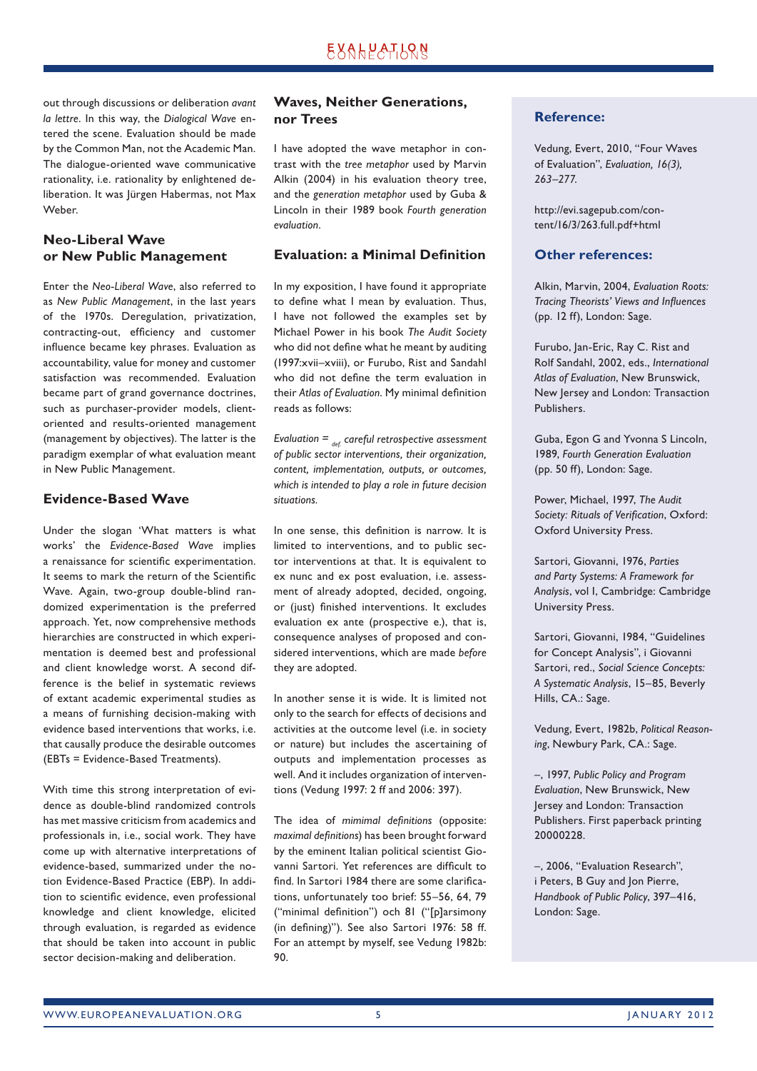out through discussions or deliberation *avant la lettre*. In this way, the *Dialogical Wave* entered the scene. Evaluation should be made by the Common Man, not the Academic Man. The dialogue-oriented wave communicative rationality, i.e. rationality by enlightened deliberation. It was Jürgen Habermas, not Max Weber.

## Neo-Liberal Wave or New Public Management

Enter the *Neo-Liberal Wave*, also referred to as *New Public Management*, in the last years of the 1970s. Deregulation, privatization, contracting-out, efficiency and customer influence became key phrases. Evaluation as accountability, value for money and customer satisfaction was recommended. Evaluation became part of grand governance doctrines, such as purchaser-provider models, client-oriented and results-oriented management (management by objectives). The latter is the paradigm exemplar of what evaluation meant in New Public Management.

## Evidence-Based Wave

Under the slogan 'What matters is what works' the *Evidence-Based Wave* implies a renaissance for scientific experimentation. It seems to mark the return of the Scientific Wave. Again, two-group double-blind randomized experimentation is the preferred approach. Yet, now comprehensive methods hierarchies are constructed in which experimentation is deemed best and professional and client knowledge worst. A second difference is the belief in systematic reviews of extant academic experimental studies as a means of furnishing decision-making with evidence based interventions that works, i.e. that causally produce the desirable outcomes (EBTs = Evidence-Based Treatments).

With time this strong interpretation of evidence as double-blind randomized controls has met massive criticism from academics and professionals in, i.e., social work. They have come up with alternative interpretations of evidence-based, summarized under the notion Evidence-Based Practice (EBP). In addition to scientific evidence, even professional knowledge and client knowledge, elicited through evaluation, is regarded as evidence that should be taken into account in public sector decision-making and deliberation.

## Waves, Neither Generations, nor Trees

I have adopted the wave metaphor in contrast with the *tree metaphor* used by Marvin Alkin (2004) in his evaluation theory tree, and the *generation metaphor* used by Guba & Lincoln in their 1989 book *Fourth generation evaluation*.

## Evaluation: a Minimal Definition

In my exposition, I have found it appropriate to define what I mean by evaluation. Thus, I have not followed the examples set by Michael Power in his book *The Audit Society* who did not define what he meant by auditing (1997:xvii–xviii), or Furubo, Rist and Sandahl who did not define the term evaluation in their *Atlas of Evaluation*. My minimal definition reads as follows:

*Evaluation =* $_{def.}$ *careful retrospective assessment of public sector interventions, their organization, content, implementation, outputs, or outcomes, which is intended to play a role in future decision situations.*

In one sense, this definition is narrow. It is limited to interventions, and to public sector interventions at that. It is equivalent to ex nunc and ex post evaluation, i.e. assessment of already adopted, decided, ongoing, or (just) finished interventions. It excludes evaluation ex ante (prospective e.), that is, consequence analyses of proposed and considered interventions, which are made *before* they are adopted.

In another sense it is wide. It is limited not only to the search for effects of decisions and activities at the outcome level (i.e. in society or nature) but includes the ascertaining of outputs and implementation processes as well. And it includes organization of interventions (Vedung 1997: 2 ff and 2006: 397).

The idea of *mimimal definitions* (opposite: *maximal definitions*) has been brought forward by the eminent Italian political scientist Giovanni Sartori. Yet references are difficult to find. In Sartori 1984 there are some clarifications, unfortunately too brief: 55–56, 64, 79 ("minimal definition") och 81 ("[p]arsimony (in defining)"). See also Sartori 1976: 58 ff. For an attempt by myself, see Vedung 1982b: 90.

### Reference:

Vedung, Evert, 2010, "Four Waves of Evaluation", *Evaluation, 16(3), 263–277.*

http://evi.sagepub.com/content/16/3/263.full.pdf+html

### Other references:

Alkin, Marvin, 2004, *Evaluation Roots: Tracing Theorists' Views and Influences* (pp. 12 ff), London: Sage.

Furubo, Jan-Eric, Ray C. Rist and Rolf Sandahl, 2002, eds., *International Atlas of Evaluation*, New Brunswick, New Jersey and London: Transaction Publishers.

Guba, Egon G and Yvonna S Lincoln, 1989, *Fourth Generation Evaluation* (pp. 50 ff), London: Sage.

Power, Michael, 1997, *The Audit Society: Rituals of Verification*, Oxford: Oxford University Press.

Sartori, Giovanni, 1976, *Parties and Party Systems: A Framework for Analysis*, vol I, Cambridge: Cambridge University Press.

Sartori, Giovanni, 1984, "Guidelines for Concept Analysis", i Giovanni Sartori, red., *Social Science Concepts: A Systematic Analysis*, 15–85, Beverly Hills, CA.: Sage.

Vedung, Evert, 1982b, *Political Reasoning*, Newbury Park, CA.: Sage.

–, 1997, *Public Policy and Program Evaluation*, New Brunswick, New Jersey and London: Transaction Publishers. First paperback printing 20000228.

–, 2006, "Evaluation Research", i Peters, B Guy and Jon Pierre, *Handbook of Public Policy*, 397–416, London: Sage.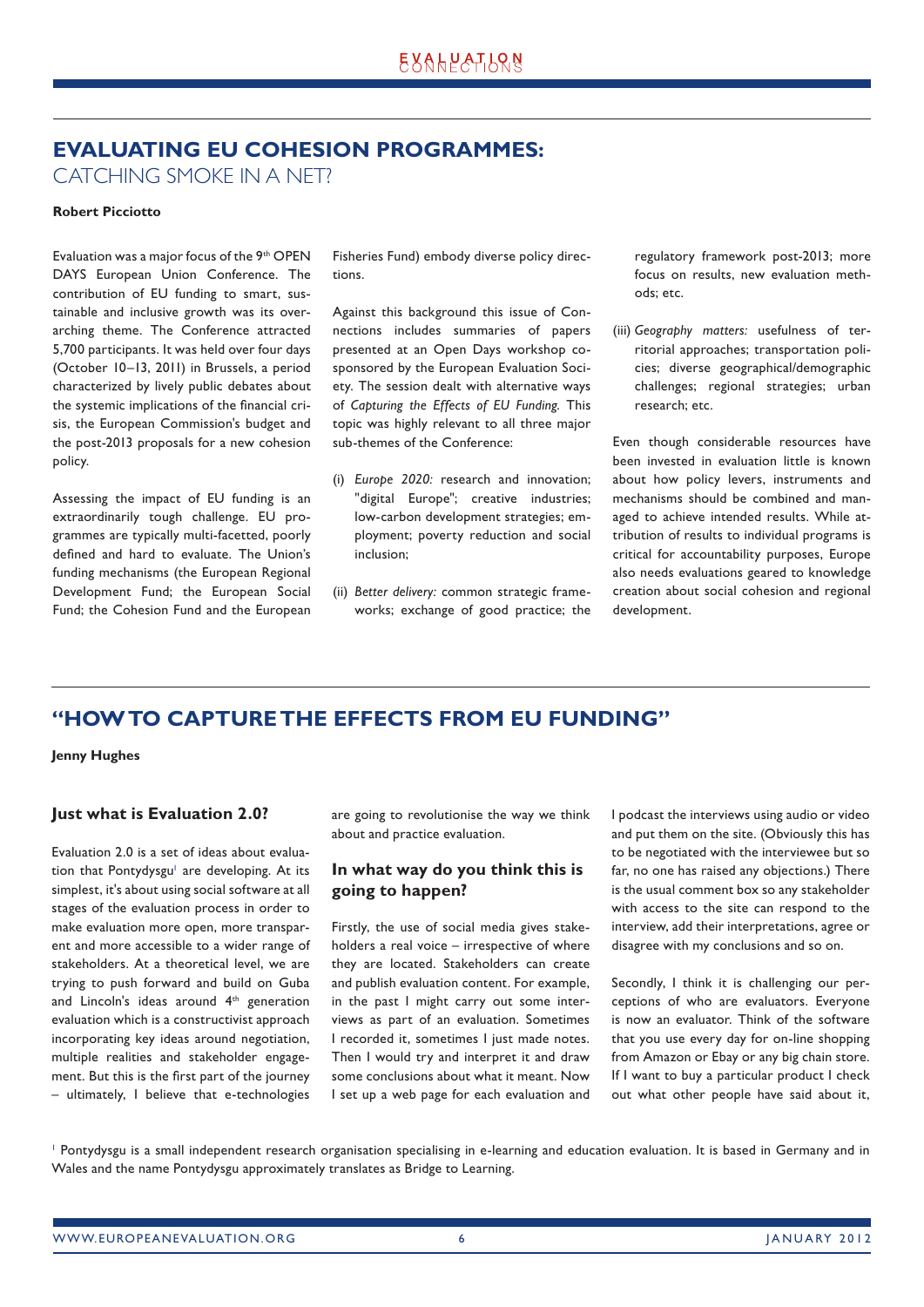# EVALUATING EU COHESION PROGRAMMES: CATCHING SMOKE IN A NET?

**Robert Picciotto**

Evaluation was a major focus of the 9th OPEN DAYS European Union Conference. The contribution of EU funding to smart, sustainable and inclusive growth was its overarching theme. The Conference attracted 5,700 participants. It was held over four days (October 10–13, 2011) in Brussels, a period characterized by lively public debates about the systemic implications of the financial crisis, the European Commission's budget and the post-2013 proposals for a new cohesion policy.

Assessing the impact of EU funding is an extraordinarily tough challenge. EU programmes are typically multi-facetted, poorly defined and hard to evaluate. The Union's funding mechanisms (the European Regional Development Fund; the European Social Fund; the Cohesion Fund and the European Fisheries Fund) embody diverse policy directions.

Against this background this issue of Connections includes summaries of papers presented at an Open Days workshop co-sponsored by the European Evaluation Society. The session dealt with alternative ways of *Capturing the Effects of EU Funding.* This topic was highly relevant to all three major sub-themes of the Conference:

(i) *Europe 2020:* research and innovation; "digital Europe"; creative industries; low-carbon development strategies; employment; poverty reduction and social inclusion;

(ii) *Better delivery:* common strategic frameworks; exchange of good practice; the regulatory framework post-2013; more focus on results, new evaluation methods; etc.

(iii) *Geography matters:* usefulness of territorial approaches; transportation policies; diverse geographical/demographic challenges; regional strategies; urban research; etc.

Even though considerable resources have been invested in evaluation little is known about how policy levers, instruments and mechanisms should be combined and managed to achieve intended results. While attribution of results to individual programs is critical for accountability purposes, Europe also needs evaluations geared to knowledge creation about social cohesion and regional development.

# "HOW TO CAPTURE THE EFFECTS FROM EU FUNDING"

**Jenny Hughes**

### Just what is Evaluation 2.0?

Evaluation 2.0 is a set of ideas about evaluation that Pontydysgu[1] are developing. At its simplest, it's about using social software at all stages of the evaluation process in order to make evaluation more open, more transparent and more accessible to a wider range of stakeholders. At a theoretical level, we are trying to push forward and build on Guba and Lincoln's ideas around 4th generation evaluation which is a constructivist approach incorporating key ideas around negotiation, multiple realities and stakeholder engagement. But this is the first part of the journey – ultimately, I believe that e-technologies are going to revolutionise the way we think about and practice evaluation.

### In what way do you think this is going to happen?

Firstly, the use of social media gives stakeholders a real voice – irrespective of where they are located. Stakeholders can create and publish evaluation content. For example, in the past I might carry out some interviews as part of an evaluation. Sometimes I recorded it, sometimes I just made notes. Then I would try and interpret it and draw some conclusions about what it meant. Now I set up a web page for each evaluation and I podcast the interviews using audio or video and put them on the site. (Obviously this has to be negotiated with the interviewee but so far, no one has raised any objections.) There is the usual comment box so any stakeholder with access to the site can respond to the interview, add their interpretations, agree or disagree with my conclusions and so on.

Secondly, I think it is challenging our perceptions of who are evaluators. Everyone is now an evaluator. Think of the software that you use every day for on-line shopping from Amazon or Ebay or any big chain store. If I want to buy a particular product I check out what other people have said about it,

[1] Pontydysgu is a small independent research organisation specialising in e-learning and education evaluation. It is based in Germany and in Wales and the name Pontydysgu approximately translates as Bridge to Learning.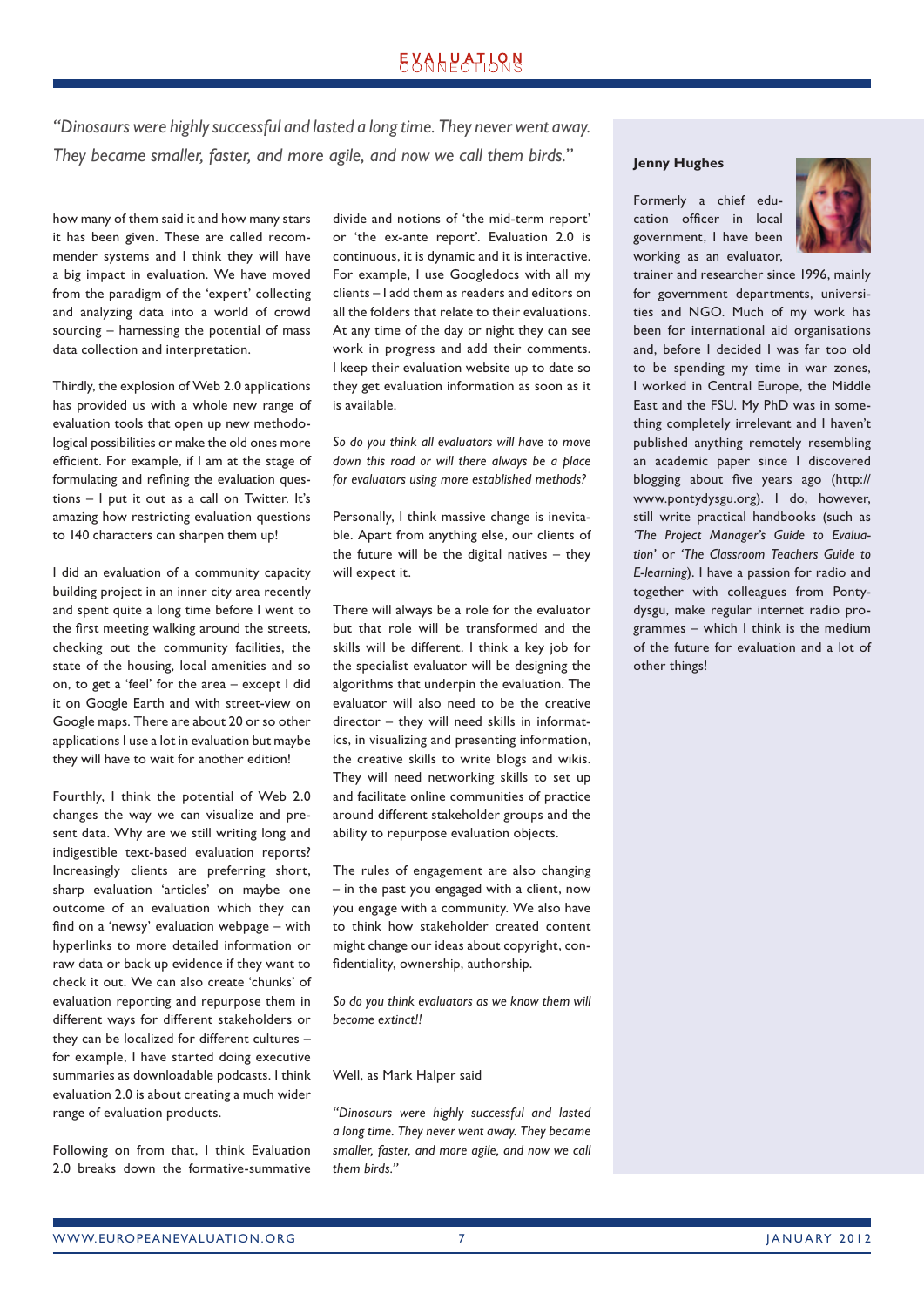*"Dinosaurs were highly successful and lasted a long time. They never went away. They became smaller, faster, and more agile, and now we call them birds."*

how many of them said it and how many stars it has been given. These are called recommender systems and I think they will have a big impact in evaluation. We have moved from the paradigm of the 'expert' collecting and analyzing data into a world of crowd sourcing – harnessing the potential of mass data collection and interpretation.

Thirdly, the explosion of Web 2.0 applications has provided us with a whole new range of evaluation tools that open up new methodological possibilities or make the old ones more efficient. For example, if I am at the stage of formulating and refining the evaluation questions – I put it out as a call on Twitter. It's amazing how restricting evaluation questions to 140 characters can sharpen them up!

I did an evaluation of a community capacity building project in an inner city area recently and spent quite a long time before I went to the first meeting walking around the streets, checking out the community facilities, the state of the housing, local amenities and so on, to get a 'feel' for the area – except I did it on Google Earth and with street-view on Google maps. There are about 20 or so other applications I use a lot in evaluation but maybe they will have to wait for another edition!

Fourthly, I think the potential of Web 2.0 changes the way we can visualize and present data. Why are we still writing long and indigestible text-based evaluation reports? Increasingly clients are preferring short, sharp evaluation 'articles' on maybe one outcome of an evaluation which they can find on a 'newsy' evaluation webpage – with hyperlinks to more detailed information or raw data or back up evidence if they want to check it out. We can also create 'chunks' of evaluation reporting and repurpose them in different ways for different stakeholders or they can be localized for different cultures – for example, I have started doing executive summaries as downloadable podcasts. I think evaluation 2.0 is about creating a much wider range of evaluation products.

Following on from that, I think Evaluation 2.0 breaks down the formative-summative divide and notions of 'the mid-term report' or 'the ex-ante report'. Evaluation 2.0 is continuous, it is dynamic and it is interactive. For example, I use Googledocs with all my clients – I add them as readers and editors on all the folders that relate to their evaluations. At any time of the day or night they can see work in progress and add their comments. I keep their evaluation website up to date so they get evaluation information as soon as it is available.

*So do you think all evaluators will have to move down this road or will there always be a place for evaluators using more established methods?*

Personally, I think massive change is inevitable. Apart from anything else, our clients of the future will be the digital natives – they will expect it.

There will always be a role for the evaluator but that role will be transformed and the skills will be different. I think a key job for the specialist evaluator will be designing the algorithms that underpin the evaluation. The evaluator will also need to be the creative director – they will need skills in informatics, in visualizing and presenting information, the creative skills to write blogs and wikis. They will need networking skills to set up and facilitate online communities of practice around different stakeholder groups and the ability to repurpose evaluation objects.

The rules of engagement are also changing – in the past you engaged with a client, now you engage with a community. We also have to think how stakeholder created content might change our ideas about copyright, confidentiality, ownership, authorship.

*So do you think evaluators as we know them will become extinct!!*

Well, as Mark Halper said

*"Dinosaurs were highly successful and lasted a long time. They never went away. They became smaller, faster, and more agile, and now we call them birds."*

**Jenny Hughes**

Formerly a chief education officer in local government, I have been working as an evaluator, trainer and researcher since 1996, mainly for government departments, universities and NGO. Much of my work has been for international aid organisations and, before I decided I was far too old to be spending my time in war zones, I worked in Central Europe, the Middle East and the FSU. My PhD was in something completely irrelevant and I haven't published anything remotely resembling an academic paper since I discovered blogging about five years ago (http://www.pontydysgu.org). I do, however, still write practical handbooks (such as *'The Project Manager's Guide to Evaluation'* or *'The Classroom Teachers Guide to E-learning*). I have a passion for radio and together with colleagues from Pontydysgu, make regular internet radio programmes – which I think is the medium of the future for evaluation and a lot of other things!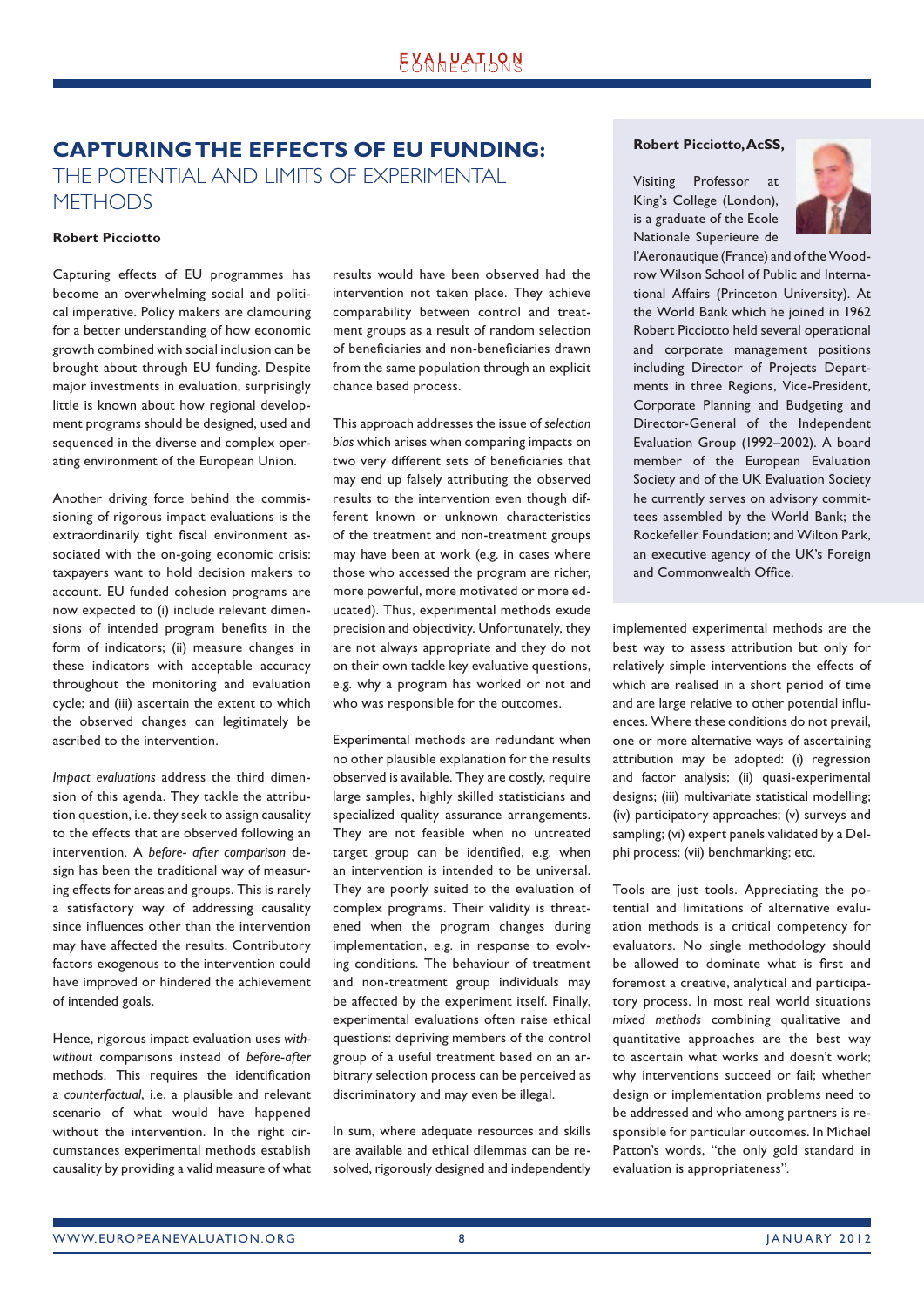# CAPTURING THE EFFECTS OF EU FUNDING: THE POTENTIAL AND LIMITS OF EXPERIMENTAL METHODS

**Robert Picciotto**

Capturing effects of EU programmes has become an overwhelming social and political imperative. Policy makers are clamouring for a better understanding of how economic growth combined with social inclusion can be brought about through EU funding. Despite major investments in evaluation, surprisingly little is known about how regional development programs should be designed, used and sequenced in the diverse and complex operating environment of the European Union.

Another driving force behind the commissioning of rigorous impact evaluations is the extraordinarily tight fiscal environment associated with the on-going economic crisis: taxpayers want to hold decision makers to account. EU funded cohesion programs are now expected to (i) include relevant dimensions of intended program benefits in the form of indicators; (ii) measure changes in these indicators with acceptable accuracy throughout the monitoring and evaluation cycle; and (iii) ascertain the extent to which the observed changes can legitimately be ascribed to the intervention.

*Impact evaluations* address the third dimension of this agenda. They tackle the attribution question, i.e. they seek to assign causality to the effects that are observed following an intervention. A *before- after comparison* design has been the traditional way of measuring effects for areas and groups. This is rarely a satisfactory way of addressing causality since influences other than the intervention may have affected the results. Contributory factors exogenous to the intervention could have improved or hindered the achievement of intended goals.

Hence, rigorous impact evaluation uses *with-without* comparisons instead of *before-after* methods. This requires the identification a *counterfactual*, i.e. a plausible and relevant scenario of what would have happened without the intervention. In the right circumstances experimental methods establish causality by providing a valid measure of what results would have been observed had the intervention not taken place. They achieve comparability between control and treatment groups as a result of random selection of beneficiaries and non-beneficiaries drawn from the same population through an explicit chance based process.

This approach addresses the issue of *selection bias* which arises when comparing impacts on two very different sets of beneficiaries that may end up falsely attributing the observed results to the intervention even though different known or unknown characteristics of the treatment and non-treatment groups may have been at work (e.g. in cases where those who accessed the program are richer, more powerful, more motivated or more educated). Thus, experimental methods exude precision and objectivity. Unfortunately, they are not always appropriate and they do not on their own tackle key evaluative questions, e.g. why a program has worked or not and who was responsible for the outcomes.

Experimental methods are redundant when no other plausible explanation for the results observed is available. They are costly, require large samples, highly skilled statisticians and specialized quality assurance arrangements. They are not feasible when no untreated target group can be identified, e.g. when an intervention is intended to be universal. They are poorly suited to the evaluation of complex programs. Their validity is threatened when the program changes during implementation, e.g. in response to evolving conditions. The behaviour of treatment and non-treatment group individuals may be affected by the experiment itself. Finally, experimental evaluations often raise ethical questions: depriving members of the control group of a useful treatment based on an arbitrary selection process can be perceived as discriminatory and may even be illegal.

In sum, where adequate resources and skills are available and ethical dilemmas can be resolved, rigorously designed and independently implemented experimental methods are the best way to assess attribution but only for relatively simple interventions the effects of which are realised in a short period of time and are large relative to other potential influences. Where these conditions do not prevail, one or more alternative ways of ascertaining attribution may be adopted: (i) regression and factor analysis; (ii) quasi-experimental designs; (iii) multivariate statistical modelling; (iv) participatory approaches; (v) surveys and sampling; (vi) expert panels validated by a Delphi process; (vii) benchmarking; etc.

Tools are just tools. Appreciating the potential and limitations of alternative evaluation methods is a critical competency for evaluators. No single methodology should be allowed to dominate what is first and foremost a creative, analytical and participatory process. In most real world situations *mixed methods* combining qualitative and quantitative approaches are the best way to ascertain what works and doesn't work; why interventions succeed or fail; whether design or implementation problems need to be addressed and who among partners is responsible for particular outcomes. In Michael Patton's words, "the only gold standard in evaluation is appropriateness".

---

**Robert Picciotto, AcSS,**

Visiting Professor at King's College (London), is a graduate of the Ecole Nationale Superieure de l'Aeronautique (France) and of the Woodrow Wilson School of Public and International Affairs (Princeton University). At the World Bank which he joined in 1962 Robert Picciotto held several operational and corporate management positions including Director of Projects Departments in three Regions, Vice-President, Corporate Planning and Budgeting and Director-General of the Independent Evaluation Group (1992–2002). A board member of the European Evaluation Society and of the UK Evaluation Society he currently serves on advisory committees assembled by the World Bank; the Rockefeller Foundation; and Wilton Park, an executive agency of the UK's Foreign and Commonwealth Office.